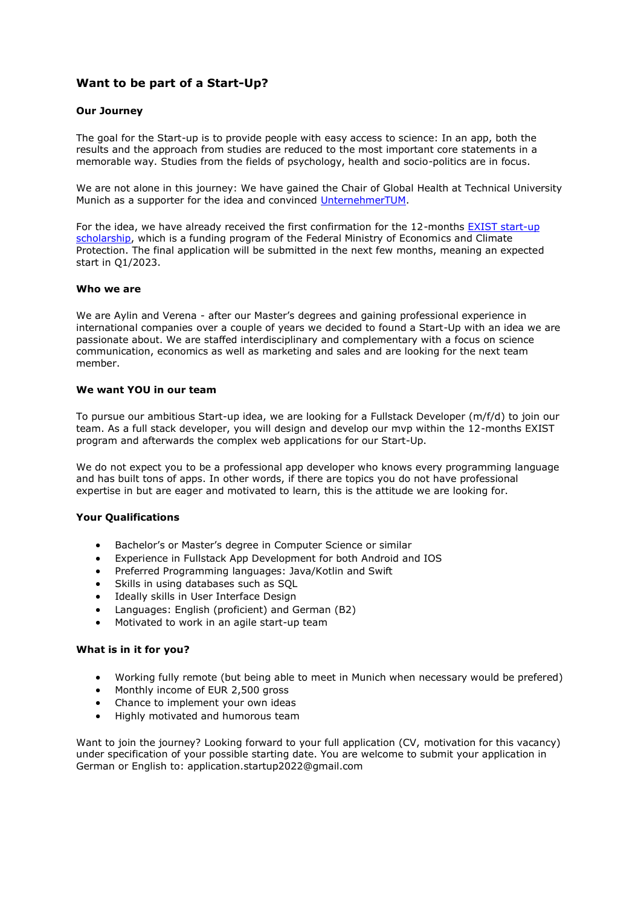## Want to be part of a Start-Up?

### Our Journey

The goal for the Start-up is to provide people with easy access to science: In an app, both the results and the approach from studies are reduced to the most important core statements in a memorable way. Studies from the fields of psychology, health and socio-politics are in focus.

We are not alone in this journey: We have gained the Chair of Global Health at Technical University Munich as a supporter for the idea and convinced UnternehmerTUM.

For the idea, we have already received the first confirmation for the 12-months EXIST start-up scholarship, which is a funding program of the Federal Ministry of Economics and Climate Protection. The final application will be submitted in the next few months, meaning an expected start in Q1/2023.

### Who we are

We are Aylin and Verena - after our Master's degrees and gaining professional experience in international companies over a couple of years we decided to found a Start-Up with an idea we are passionate about. We are staffed interdisciplinary and complementary with a focus on science communication, economics as well as marketing and sales and are looking for the next team member.

### We want YOU in our team

To pursue our ambitious Start-up idea, we are looking for a Fullstack Developer (m/f/d) to join our team. As a full stack developer, you will design and develop our mvp within the 12-months EXIST program and afterwards the complex web applications for our Start-Up.

We do not expect you to be a professional app developer who knows every programming language and has built tons of apps. In other words, if there are topics you do not have professional expertise in but are eager and motivated to learn, this is the attitude we are looking for.

### Your Qualifications

- Bachelor's or Master's degree in Computer Science or similar
- Experience in Fullstack App Development for both Android and IOS
- Preferred Programming languages: Java/Kotlin and Swift
- Skills in using databases such as SQL
- Ideally skills in User Interface Design
- Languages: English (proficient) and German (B2)
- Motivated to work in an agile start-up team

### What is in it for you?

- Working fully remote (but being able to meet in Munich when necessary would be prefered)
- Monthly income of EUR 2,500 gross
- Chance to implement your own ideas
- Highly motivated and humorous team

Want to join the journey? Looking forward to your full application (CV, motivation for this vacancy) under specification of your possible starting date. You are welcome to submit your application in German or English to: application.startup2022@gmail.com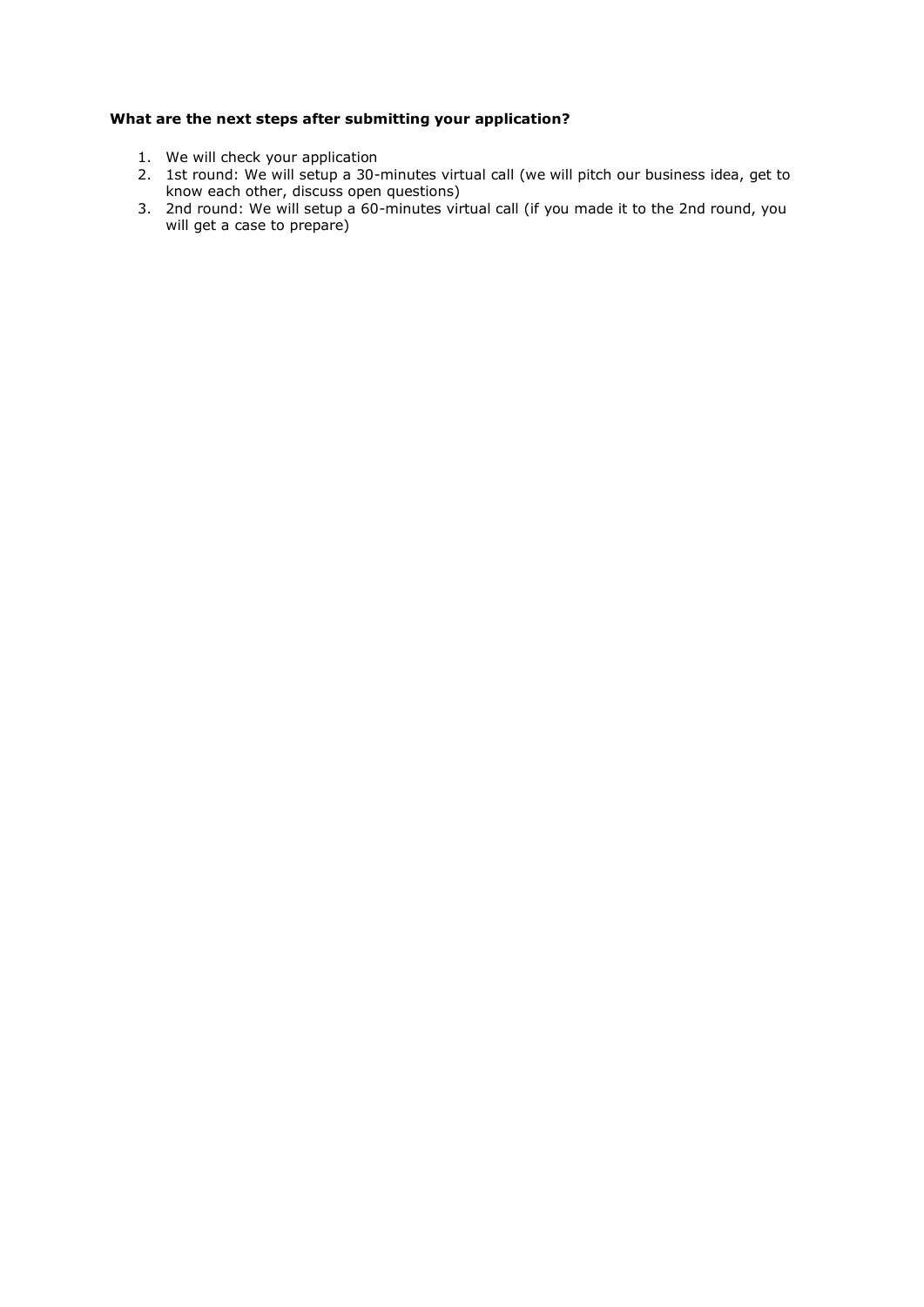**What are the next steps after submitting your application?**

1. We will check your application
2. 1st round: We will setup a 30-minutes virtual call (we will pitch our business idea, get to know each other, discuss open questions)
3. 2nd round: We will setup a 60-minutes virtual call (if you made it to the 2nd round, you will get a case to prepare)